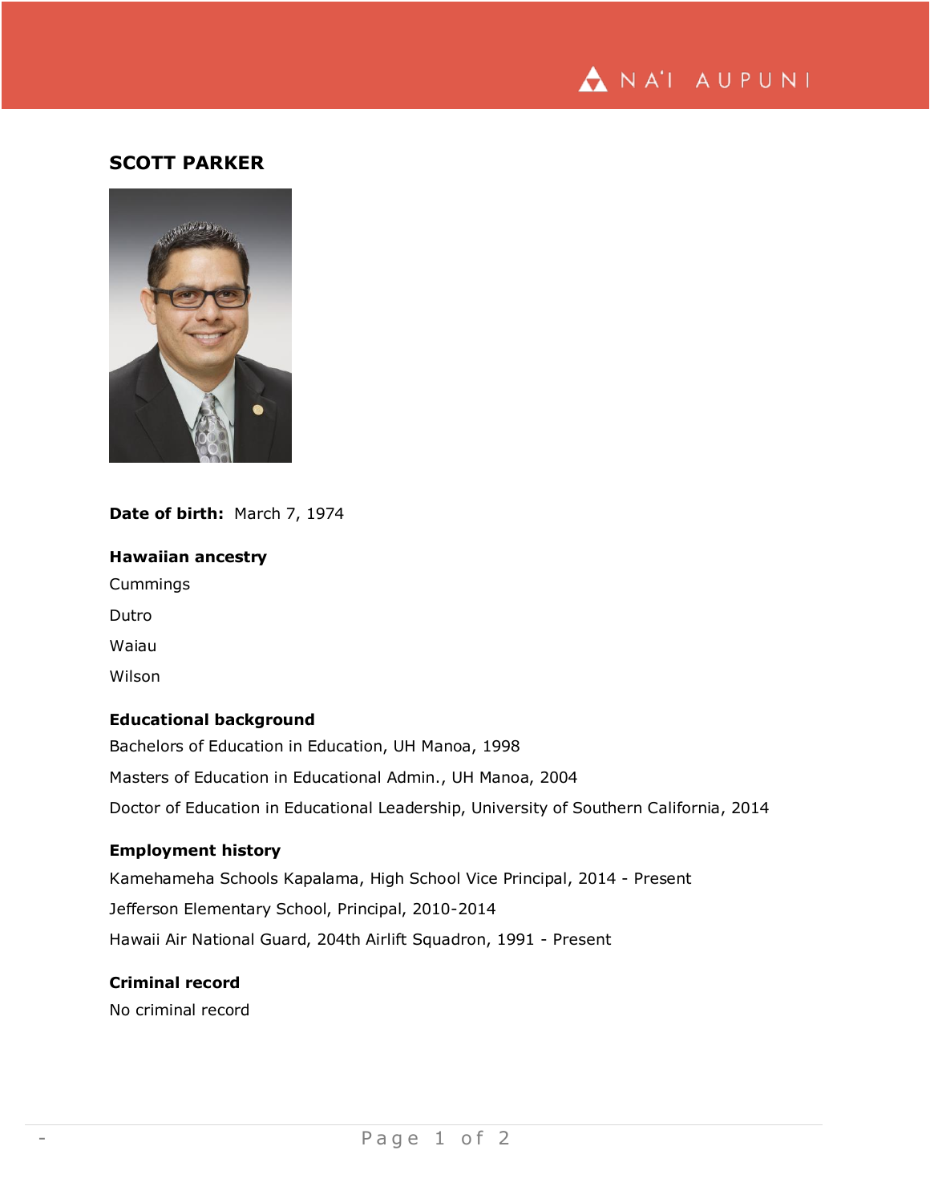# SCOTT PARKER

**Date of birth:** March 7, 1974

**Hawaiian ancestry**

Cummings

Dutro

Waiau

Wilson

**Educational background**

Bachelors of Education in Education, UH Manoa, 1998

Masters of Education in Educational Admin., UH Manoa, 2004

Doctor of Education in Educational Leadership, University of Southern California, 2014

**Employment history**

Kamehameha Schools Kapalama, High School Vice Principal, 2014 - Present

Jefferson Elementary School, Principal, 2010-2014

Hawaii Air National Guard, 204th Airlift Squadron, 1991 - Present

**Criminal record**

No criminal record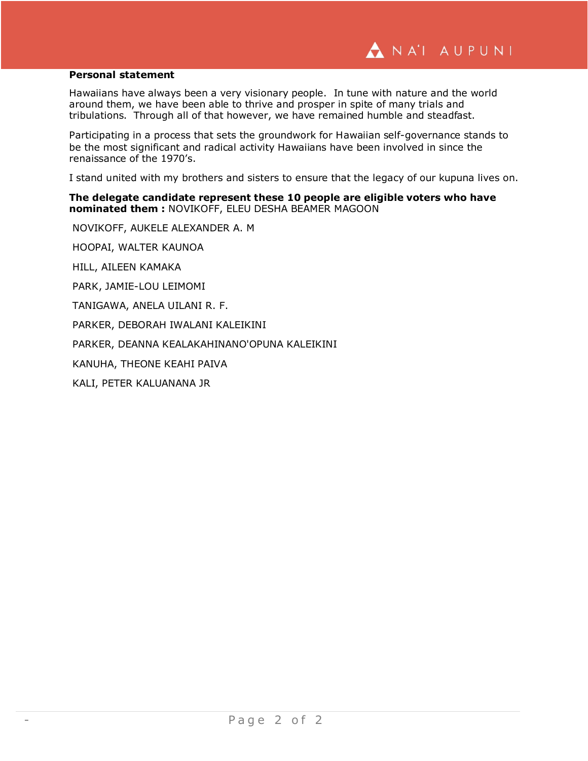**Personal statement**

Hawaiians have always been a very visionary people. In tune with nature and the world around them, we have been able to thrive and prosper in spite of many trials and tribulations. Through all of that however, we have remained humble and steadfast.

Participating in a process that sets the groundwork for Hawaiian self-governance stands to be the most significant and radical activity Hawaiians have been involved in since the renaissance of the 1970's.

I stand united with my brothers and sisters to ensure that the legacy of our kupuna lives on.

**The delegate candidate represent these 10 people are eligible voters who have nominated them :** NOVIKOFF, ELEU DESHA BEAMER MAGOON

NOVIKOFF, AUKELE ALEXANDER A. M

HOOPAI, WALTER KAUNOA

HILL, AILEEN KAMAKA

PARK, JAMIE-LOU LEIMOMI

TANIGAWA, ANELA UILANI R. F.

PARKER, DEBORAH IWALANI KALEIKINI

PARKER, DEANNA KEALAKAHINANO'OPUNA KALEIKINI

KANUHA, THEONE KEAHI PAIVA

KALI, PETER KALUANANA JR